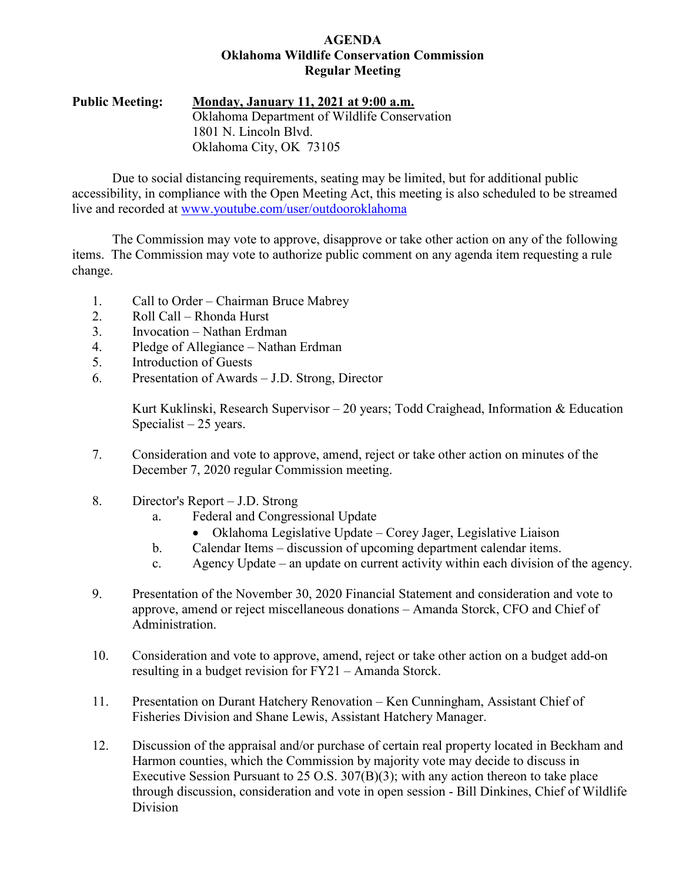# AGENDA
## Oklahoma Wildlife Conservation Commission
## Regular Meeting

**Public Meeting:** **Monday, January 11, 2021 at 9:00 a.m.**
Oklahoma Department of Wildlife Conservation
1801 N. Lincoln Blvd.
Oklahoma City, OK 73105

Due to social distancing requirements, seating may be limited, but for additional public accessibility, in compliance with the Open Meeting Act, this meeting is also scheduled to be streamed live and recorded at www.youtube.com/user/outdooroklahoma

The Commission may vote to approve, disapprove or take other action on any of the following items. The Commission may vote to authorize public comment on any agenda item requesting a rule change.

1. Call to Order – Chairman Bruce Mabrey
2. Roll Call – Rhonda Hurst
3. Invocation – Nathan Erdman
4. Pledge of Allegiance – Nathan Erdman
5. Introduction of Guests
6. Presentation of Awards – J.D. Strong, Director

   Kurt Kuklinski, Research Supervisor – 20 years; Todd Craighead, Information & Education Specialist – 25 years.

7. Consideration and vote to approve, amend, reject or take other action on minutes of the December 7, 2020 regular Commission meeting.

8. Director's Report – J.D. Strong
   a. Federal and Congressional Update
      - Oklahoma Legislative Update – Corey Jager, Legislative Liaison
   b. Calendar Items – discussion of upcoming department calendar items.
   c. Agency Update – an update on current activity within each division of the agency.

9. Presentation of the November 30, 2020 Financial Statement and consideration and vote to approve, amend or reject miscellaneous donations – Amanda Storck, CFO and Chief of Administration.

10. Consideration and vote to approve, amend, reject or take other action on a budget add-on resulting in a budget revision for FY21 – Amanda Storck.

11. Presentation on Durant Hatchery Renovation – Ken Cunningham, Assistant Chief of Fisheries Division and Shane Lewis, Assistant Hatchery Manager.

12. Discussion of the appraisal and/or purchase of certain real property located in Beckham and Harmon counties, which the Commission by majority vote may decide to discuss in Executive Session Pursuant to 25 O.S. 307(B)(3); with any action thereon to take place through discussion, consideration and vote in open session - Bill Dinkines, Chief of Wildlife Division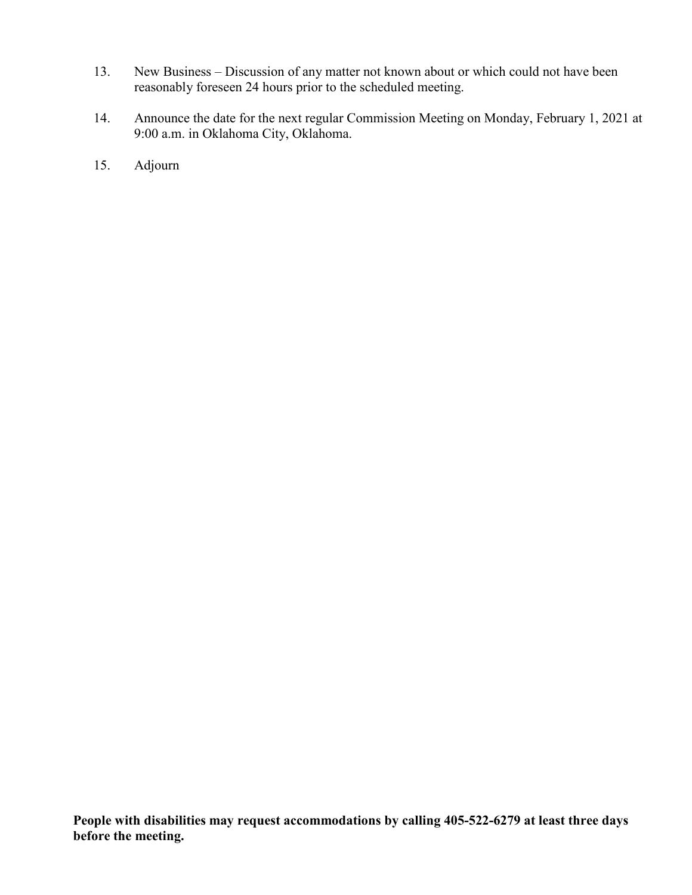13. New Business – Discussion of any matter not known about or which could not have been reasonably foreseen 24 hours prior to the scheduled meeting.

14. Announce the date for the next regular Commission Meeting on Monday, February 1, 2021 at 9:00 a.m. in Oklahoma City, Oklahoma.

15. Adjourn

**People with disabilities may request accommodations by calling 405-522-6279 at least three days before the meeting.**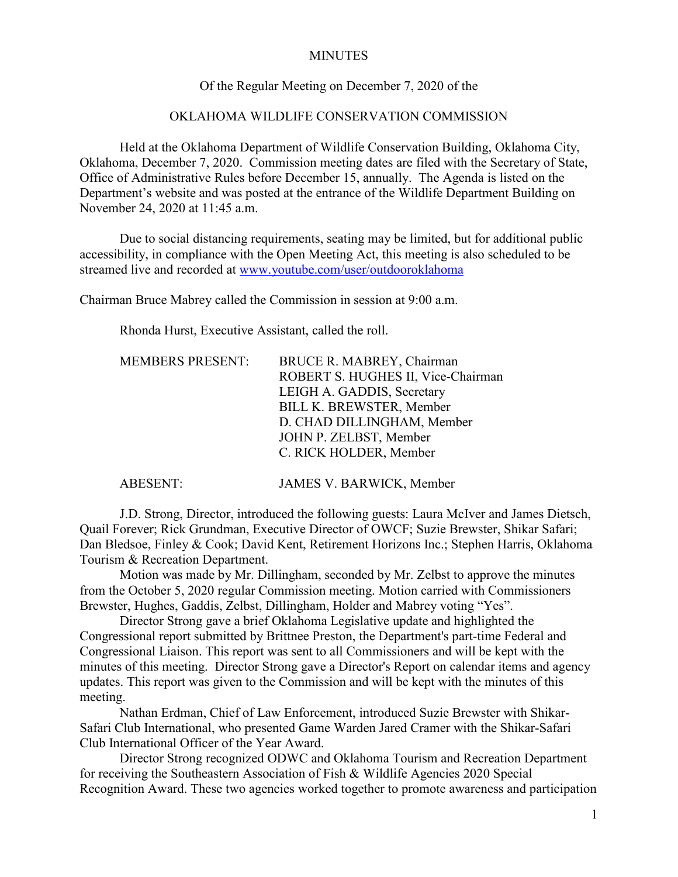MINUTES

Of the Regular Meeting on December 7, 2020 of the

OKLAHOMA WILDLIFE CONSERVATION COMMISSION

Held at the Oklahoma Department of Wildlife Conservation Building, Oklahoma City, Oklahoma, December 7, 2020. Commission meeting dates are filed with the Secretary of State, Office of Administrative Rules before December 15, annually. The Agenda is listed on the Department's website and was posted at the entrance of the Wildlife Department Building on November 24, 2020 at 11:45 a.m.

Due to social distancing requirements, seating may be limited, but for additional public accessibility, in compliance with the Open Meeting Act, this meeting is also scheduled to be streamed live and recorded at www.youtube.com/user/outdooroklahoma

Chairman Bruce Mabrey called the Commission in session at 9:00 a.m.

Rhonda Hurst, Executive Assistant, called the roll.

| MEMBERS PRESENT: | BRUCE R. MABREY, Chairman |
|---|---|
| | ROBERT S. HUGHES II, Vice-Chairman |
| | LEIGH A. GADDIS, Secretary |
| | BILL K. BREWSTER, Member |
| | D. CHAD DILLINGHAM, Member |
| | JOHN P. ZELBST, Member |
| | C. RICK HOLDER, Member |
| ABESENT: | JAMES V. BARWICK, Member |

J.D. Strong, Director, introduced the following guests: Laura McIver and James Dietsch, Quail Forever; Rick Grundman, Executive Director of OWCF; Suzie Brewster, Shikar Safari; Dan Bledsoe, Finley & Cook; David Kent, Retirement Horizons Inc.; Stephen Harris, Oklahoma Tourism & Recreation Department.

Motion was made by Mr. Dillingham, seconded by Mr. Zelbst to approve the minutes from the October 5, 2020 regular Commission meeting. Motion carried with Commissioners Brewster, Hughes, Gaddis, Zelbst, Dillingham, Holder and Mabrey voting "Yes".

Director Strong gave a brief Oklahoma Legislative update and highlighted the Congressional report submitted by Brittnee Preston, the Department's part-time Federal and Congressional Liaison. This report was sent to all Commissioners and will be kept with the minutes of this meeting. Director Strong gave a Director's Report on calendar items and agency updates. This report was given to the Commission and will be kept with the minutes of this meeting.

Nathan Erdman, Chief of Law Enforcement, introduced Suzie Brewster with Shikar-Safari Club International, who presented Game Warden Jared Cramer with the Shikar-Safari Club International Officer of the Year Award.

Director Strong recognized ODWC and Oklahoma Tourism and Recreation Department for receiving the Southeastern Association of Fish & Wildlife Agencies 2020 Special Recognition Award. These two agencies worked together to promote awareness and participation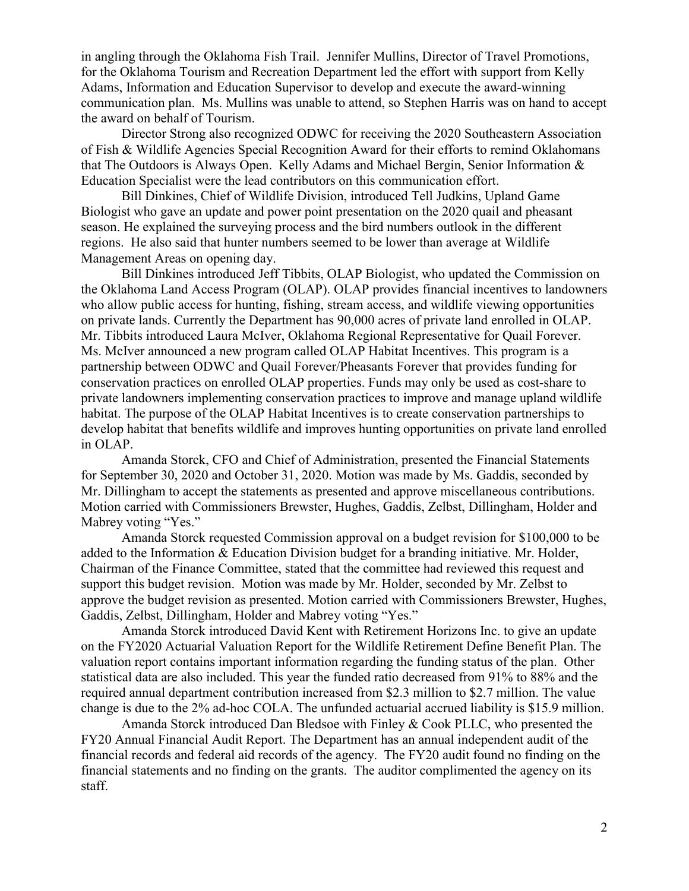in angling through the Oklahoma Fish Trail. Jennifer Mullins, Director of Travel Promotions, for the Oklahoma Tourism and Recreation Department led the effort with support from Kelly Adams, Information and Education Supervisor to develop and execute the award-winning communication plan. Ms. Mullins was unable to attend, so Stephen Harris was on hand to accept the award on behalf of Tourism.

Director Strong also recognized ODWC for receiving the 2020 Southeastern Association of Fish & Wildlife Agencies Special Recognition Award for their efforts to remind Oklahomans that The Outdoors is Always Open. Kelly Adams and Michael Bergin, Senior Information & Education Specialist were the lead contributors on this communication effort.

Bill Dinkines, Chief of Wildlife Division, introduced Tell Judkins, Upland Game Biologist who gave an update and power point presentation on the 2020 quail and pheasant season. He explained the surveying process and the bird numbers outlook in the different regions. He also said that hunter numbers seemed to be lower than average at Wildlife Management Areas on opening day.

Bill Dinkines introduced Jeff Tibbits, OLAP Biologist, who updated the Commission on the Oklahoma Land Access Program (OLAP). OLAP provides financial incentives to landowners who allow public access for hunting, fishing, stream access, and wildlife viewing opportunities on private lands. Currently the Department has 90,000 acres of private land enrolled in OLAP. Mr. Tibbits introduced Laura McIver, Oklahoma Regional Representative for Quail Forever. Ms. McIver announced a new program called OLAP Habitat Incentives. This program is a partnership between ODWC and Quail Forever/Pheasants Forever that provides funding for conservation practices on enrolled OLAP properties. Funds may only be used as cost-share to private landowners implementing conservation practices to improve and manage upland wildlife habitat. The purpose of the OLAP Habitat Incentives is to create conservation partnerships to develop habitat that benefits wildlife and improves hunting opportunities on private land enrolled in OLAP.

Amanda Storck, CFO and Chief of Administration, presented the Financial Statements for September 30, 2020 and October 31, 2020. Motion was made by Ms. Gaddis, seconded by Mr. Dillingham to accept the statements as presented and approve miscellaneous contributions. Motion carried with Commissioners Brewster, Hughes, Gaddis, Zelbst, Dillingham, Holder and Mabrey voting "Yes."

Amanda Storck requested Commission approval on a budget revision for $100,000 to be added to the Information & Education Division budget for a branding initiative. Mr. Holder, Chairman of the Finance Committee, stated that the committee had reviewed this request and support this budget revision. Motion was made by Mr. Holder, seconded by Mr. Zelbst to approve the budget revision as presented. Motion carried with Commissioners Brewster, Hughes, Gaddis, Zelbst, Dillingham, Holder and Mabrey voting "Yes."

Amanda Storck introduced David Kent with Retirement Horizons Inc. to give an update on the FY2020 Actuarial Valuation Report for the Wildlife Retirement Define Benefit Plan. The valuation report contains important information regarding the funding status of the plan. Other statistical data are also included. This year the funded ratio decreased from 91% to 88% and the required annual department contribution increased from $2.3 million to $2.7 million. The value change is due to the 2% ad-hoc COLA. The unfunded actuarial accrued liability is $15.9 million.

Amanda Storck introduced Dan Bledsoe with Finley & Cook PLLC, who presented the FY20 Annual Financial Audit Report. The Department has an annual independent audit of the financial records and federal aid records of the agency. The FY20 audit found no finding on the financial statements and no finding on the grants. The auditor complimented the agency on its staff.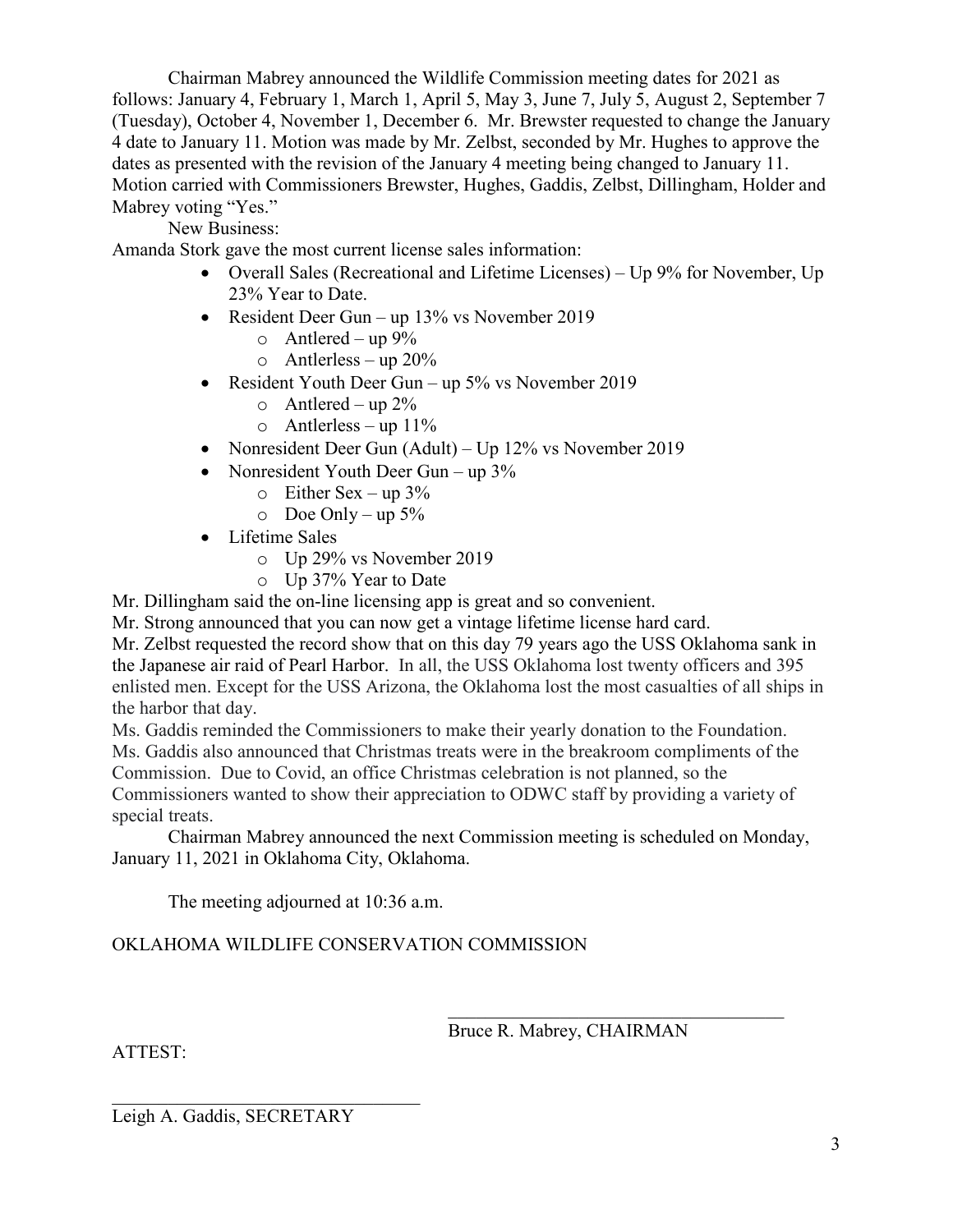Chairman Mabrey announced the Wildlife Commission meeting dates for 2021 as follows: January 4, February 1, March 1, April 5, May 3, June 7, July 5, August 2, September 7 (Tuesday), October 4, November 1, December 6. Mr. Brewster requested to change the January 4 date to January 11. Motion was made by Mr. Zelbst, seconded by Mr. Hughes to approve the dates as presented with the revision of the January 4 meeting being changed to January 11. Motion carried with Commissioners Brewster, Hughes, Gaddis, Zelbst, Dillingham, Holder and Mabrey voting "Yes."

New Business:

Amanda Stork gave the most current license sales information:

- Overall Sales (Recreational and Lifetime Licenses) – Up 9% for November, Up 23% Year to Date.
- Resident Deer Gun – up 13% vs November 2019
  - Antlered – up 9%
  - Antlerless – up 20%
- Resident Youth Deer Gun – up 5% vs November 2019
  - Antlered – up 2%
  - Antlerless – up 11%
- Nonresident Deer Gun (Adult) – Up 12% vs November 2019
- Nonresident Youth Deer Gun – up 3%
  - Either Sex – up 3%
  - Doe Only – up 5%
- Lifetime Sales
  - Up 29% vs November 2019
  - Up 37% Year to Date

Mr. Dillingham said the on-line licensing app is great and so convenient.

Mr. Strong announced that you can now get a vintage lifetime license hard card.

Mr. Zelbst requested the record show that on this day 79 years ago the USS Oklahoma sank in the Japanese air raid of Pearl Harbor. In all, the USS Oklahoma lost twenty officers and 395 enlisted men. Except for the USS Arizona, the Oklahoma lost the most casualties of all ships in the harbor that day.

Ms. Gaddis reminded the Commissioners to make their yearly donation to the Foundation. Ms. Gaddis also announced that Christmas treats were in the breakroom compliments of the Commission. Due to Covid, an office Christmas celebration is not planned, so the Commissioners wanted to show their appreciation to ODWC staff by providing a variety of special treats.

Chairman Mabrey announced the next Commission meeting is scheduled on Monday, January 11, 2021 in Oklahoma City, Oklahoma.

The meeting adjourned at 10:36 a.m.

OKLAHOMA WILDLIFE CONSERVATION COMMISSION

\_\_\_\_\_\_\_\_\_\_\_\_\_\_\_\_\_\_\_\_\_\_\_\_\_\_\_\_\_\_\_\_\_\_\_\_

Bruce R. Mabrey, CHAIRMAN

ATTEST:

\_\_\_\_\_\_\_\_\_\_\_\_\_\_\_\_\_\_\_\_\_\_\_\_\_\_\_\_\_\_\_\_\_\_\_\_

Leigh A. Gaddis, SECRETARY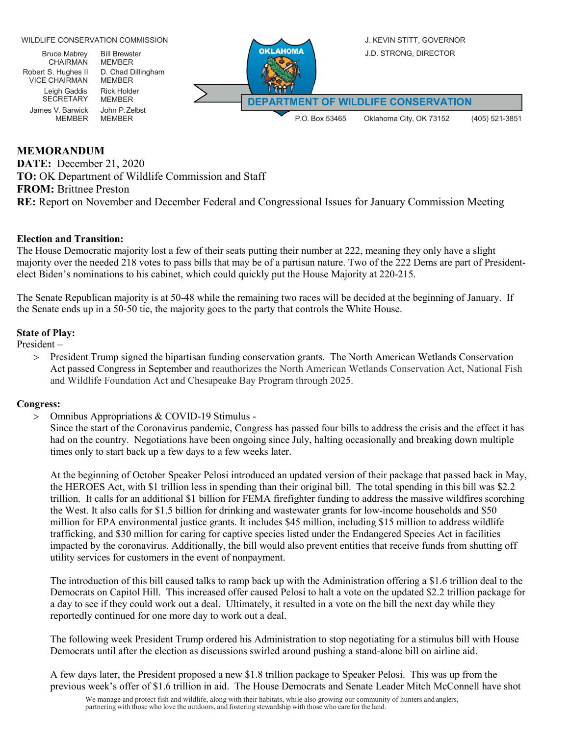WILDLIFE CONSERVATION COMMISSION

Bruce Mabrey, CHAIRMAN
Robert S. Hughes II, VICE CHAIRMAN
Leigh Gaddis, SECRETARY
James V. Barwick, MEMBER
Bill Brewster, MEMBER
D. Chad Dillingham, MEMBER
Rick Holder, MEMBER
John P. Zelbst, MEMBER

J. KEVIN STITT, GOVERNOR
J.D. STRONG, DIRECTOR

OKLAHOMA DEPARTMENT OF WILDLIFE CONSERVATION

P.O. Box 53465 Oklahoma City, OK 73152 (405) 521-3851

**MEMORANDUM**
**DATE:** December 21, 2020
**TO:** OK Department of Wildlife Commission and Staff
**FROM:** Brittnee Preston
**RE:** Report on November and December Federal and Congressional Issues for January Commission Meeting

**Election and Transition:**
The House Democratic majority lost a few of their seats putting their number at 222, meaning they only have a slight majority over the needed 218 votes to pass bills that may be of a partisan nature. Two of the 222 Dems are part of President-elect Biden's nominations to his cabinet, which could quickly put the House Majority at 220-215.

The Senate Republican majority is at 50-48 while the remaining two races will be decided at the beginning of January. If the Senate ends up in a 50-50 tie, the majority goes to the party that controls the White House.

**State of Play:**
President –

> President Trump signed the bipartisan funding conservation grants. The North American Wetlands Conservation Act passed Congress in September and reauthorizes the North American Wetlands Conservation Act, National Fish and Wildlife Foundation Act and Chesapeake Bay Program through 2025.

**Congress:**

> Omnibus Appropriations & COVID-19 Stimulus -
Since the start of the Coronavirus pandemic, Congress has passed four bills to address the crisis and the effect it has had on the country. Negotiations have been ongoing since July, halting occasionally and breaking down multiple times only to start back up a few days to a few weeks later.

At the beginning of October Speaker Pelosi introduced an updated version of their package that passed back in May, the HEROES Act, with $1 trillion less in spending than their original bill. The total spending in this bill was $2.2 trillion. It calls for an additional $1 billion for FEMA firefighter funding to address the massive wildfires scorching the West. It also calls for $1.5 billion for drinking and wastewater grants for low-income households and $50 million for EPA environmental justice grants. It includes $45 million, including $15 million to address wildlife trafficking, and $30 million for caring for captive species listed under the Endangered Species Act in facilities impacted by the coronavirus. Additionally, the bill would also prevent entities that receive funds from shutting off utility services for customers in the event of nonpayment.

The introduction of this bill caused talks to ramp back up with the Administration offering a $1.6 trillion deal to the Democrats on Capitol Hill. This increased offer caused Pelosi to halt a vote on the updated $2.2 trillion package for a day to see if they could work out a deal. Ultimately, it resulted in a vote on the bill the next day while they reportedly continued for one more day to work out a deal.

The following week President Trump ordered his Administration to stop negotiating for a stimulus bill with House Democrats until after the election as discussions swirled around pushing a stand-alone bill on airline aid.

A few days later, the President proposed a new $1.8 trillion package to Speaker Pelosi. This was up from the previous week's offer of $1.6 trillion in aid. The House Democrats and Senate Leader Mitch McConnell have shot

We manage and protect fish and wildlife, along with their habitats, while also growing our community of hunters and anglers, partnering with those who love the outdoors, and fostering stewardship with those who care for the land.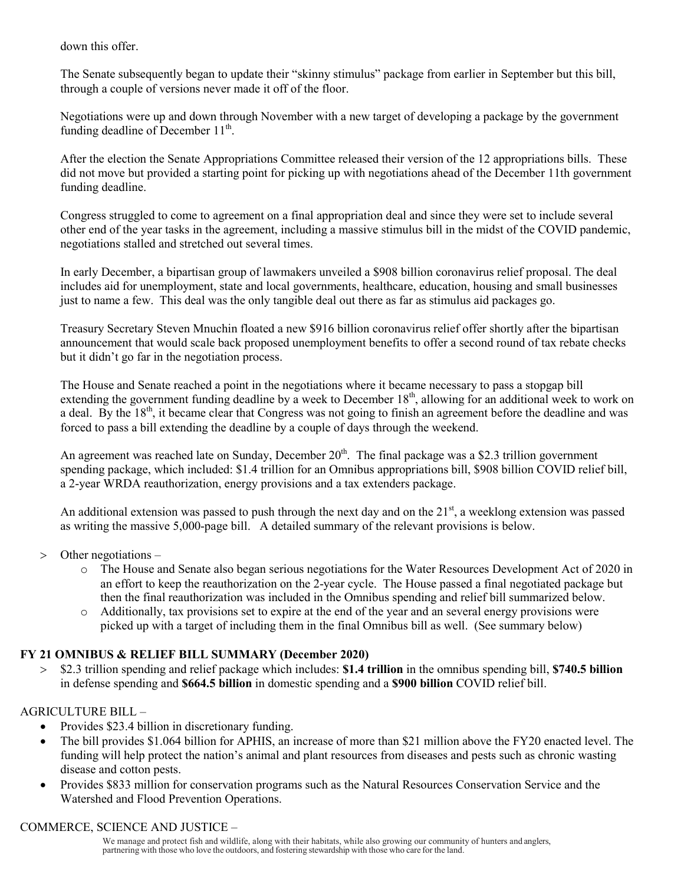down this offer.

The Senate subsequently began to update their "skinny stimulus" package from earlier in September but this bill, through a couple of versions never made it off of the floor.

Negotiations were up and down through November with a new target of developing a package by the government funding deadline of December 11th.

After the election the Senate Appropriations Committee released their version of the 12 appropriations bills. These did not move but provided a starting point for picking up with negotiations ahead of the December 11th government funding deadline.

Congress struggled to come to agreement on a final appropriation deal and since they were set to include several other end of the year tasks in the agreement, including a massive stimulus bill in the midst of the COVID pandemic, negotiations stalled and stretched out several times.

In early December, a bipartisan group of lawmakers unveiled a $908 billion coronavirus relief proposal. The deal includes aid for unemployment, state and local governments, healthcare, education, housing and small businesses just to name a few. This deal was the only tangible deal out there as far as stimulus aid packages go.

Treasury Secretary Steven Mnuchin floated a new $916 billion coronavirus relief offer shortly after the bipartisan announcement that would scale back proposed unemployment benefits to offer a second round of tax rebate checks but it didn't go far in the negotiation process.

The House and Senate reached a point in the negotiations where it became necessary to pass a stopgap bill extending the government funding deadline by a week to December 18th, allowing for an additional week to work on a deal. By the 18th, it became clear that Congress was not going to finish an agreement before the deadline and was forced to pass a bill extending the deadline by a couple of days through the weekend.

An agreement was reached late on Sunday, December 20th. The final package was a $2.3 trillion government spending package, which included: $1.4 trillion for an Omnibus appropriations bill, $908 billion COVID relief bill, a 2-year WRDA reauthorization, energy provisions and a tax extenders package.

An additional extension was passed to push through the next day and on the 21st, a weeklong extension was passed as writing the massive 5,000-page bill. A detailed summary of the relevant provisions is below.

> Other negotiations –
  - The House and Senate also began serious negotiations for the Water Resources Development Act of 2020 in an effort to keep the reauthorization on the 2-year cycle. The House passed a final negotiated package but then the final reauthorization was included in the Omnibus spending and relief bill summarized below.
  - Additionally, tax provisions set to expire at the end of the year and an several energy provisions were picked up with a target of including them in the final Omnibus bill as well. (See summary below)

## FY 21 OMNIBUS & RELIEF BILL SUMMARY (December 2020)

> $2.3 trillion spending and relief package which includes: **$1.4 trillion** in the omnibus spending bill, **$740.5 billion** in defense spending and **$664.5 billion** in domestic spending and a **$900 billion** COVID relief bill.

AGRICULTURE BILL –

- Provides $23.4 billion in discretionary funding.
- The bill provides $1.064 billion for APHIS, an increase of more than $21 million above the FY20 enacted level. The funding will help protect the nation's animal and plant resources from diseases and pests such as chronic wasting disease and cotton pests.
- Provides $833 million for conservation programs such as the Natural Resources Conservation Service and the Watershed and Flood Prevention Operations.

COMMERCE, SCIENCE AND JUSTICE –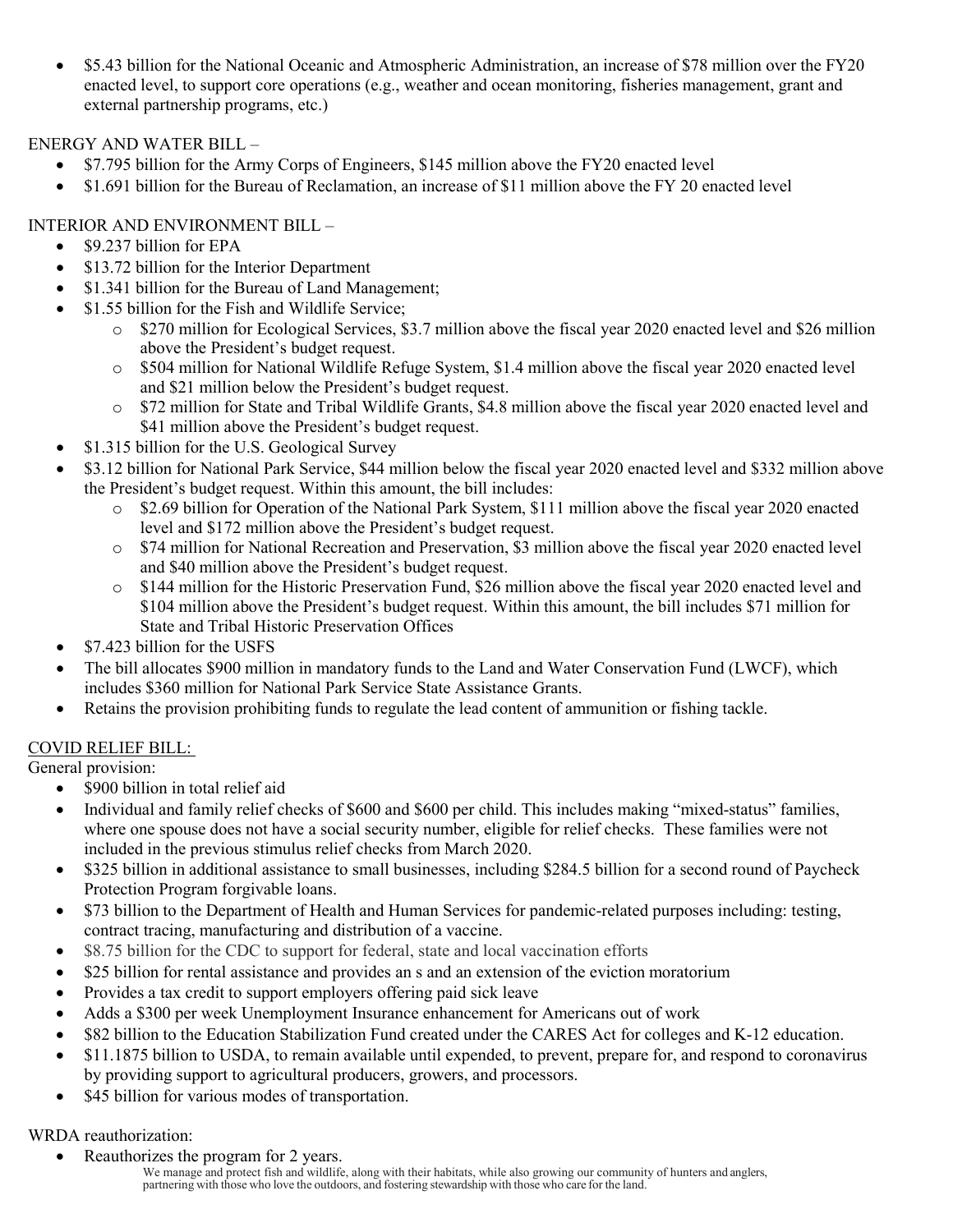- $5.43 billion for the National Oceanic and Atmospheric Administration, an increase of $78 million over the FY20 enacted level, to support core operations (e.g., weather and ocean monitoring, fisheries management, grant and external partnership programs, etc.)

ENERGY AND WATER BILL –

- $7.795 billion for the Army Corps of Engineers, $145 million above the FY20 enacted level
- $1.691 billion for the Bureau of Reclamation, an increase of $11 million above the FY 20 enacted level

INTERIOR AND ENVIRONMENT BILL –

- $9.237 billion for EPA
- $13.72 billion for the Interior Department
- $1.341 billion for the Bureau of Land Management;
- $1.55 billion for the Fish and Wildlife Service;
    - $270 million for Ecological Services, $3.7 million above the fiscal year 2020 enacted level and $26 million above the President's budget request.
    - $504 million for National Wildlife Refuge System, $1.4 million above the fiscal year 2020 enacted level and $21 million below the President's budget request.
    - $72 million for State and Tribal Wildlife Grants, $4.8 million above the fiscal year 2020 enacted level and $41 million above the President's budget request.
- $1.315 billion for the U.S. Geological Survey
- $3.12 billion for National Park Service, $44 million below the fiscal year 2020 enacted level and $332 million above the President's budget request. Within this amount, the bill includes:
    - $2.69 billion for Operation of the National Park System, $111 million above the fiscal year 2020 enacted level and $172 million above the President's budget request.
    - $74 million for National Recreation and Preservation, $3 million above the fiscal year 2020 enacted level and $40 million above the President's budget request.
    - $144 million for the Historic Preservation Fund, $26 million above the fiscal year 2020 enacted level and $104 million above the President's budget request. Within this amount, the bill includes $71 million for State and Tribal Historic Preservation Offices
- $7.423 billion for the USFS
- The bill allocates $900 million in mandatory funds to the Land and Water Conservation Fund (LWCF), which includes $360 million for National Park Service State Assistance Grants.
- Retains the provision prohibiting funds to regulate the lead content of ammunition or fishing tackle.

COVID RELIEF BILL:

General provision:

- $900 billion in total relief aid
- Individual and family relief checks of $600 and $600 per child. This includes making "mixed-status" families, where one spouse does not have a social security number, eligible for relief checks. These families were not included in the previous stimulus relief checks from March 2020.
- $325 billion in additional assistance to small businesses, including $284.5 billion for a second round of Paycheck Protection Program forgivable loans.
- $73 billion to the Department of Health and Human Services for pandemic-related purposes including: testing, contract tracing, manufacturing and distribution of a vaccine.
- $8.75 billion for the CDC to support for federal, state and local vaccination efforts
- $25 billion for rental assistance and provides an s and an extension of the eviction moratorium
- Provides a tax credit to support employers offering paid sick leave
- Adds a $300 per week Unemployment Insurance enhancement for Americans out of work
- $82 billion to the Education Stabilization Fund created under the CARES Act for colleges and K-12 education.
- $11.1875 billion to USDA, to remain available until expended, to prevent, prepare for, and respond to coronavirus by providing support to agricultural producers, growers, and processors.
- $45 billion for various modes of transportation.

WRDA reauthorization:

- Reauthorizes the program for 2 years.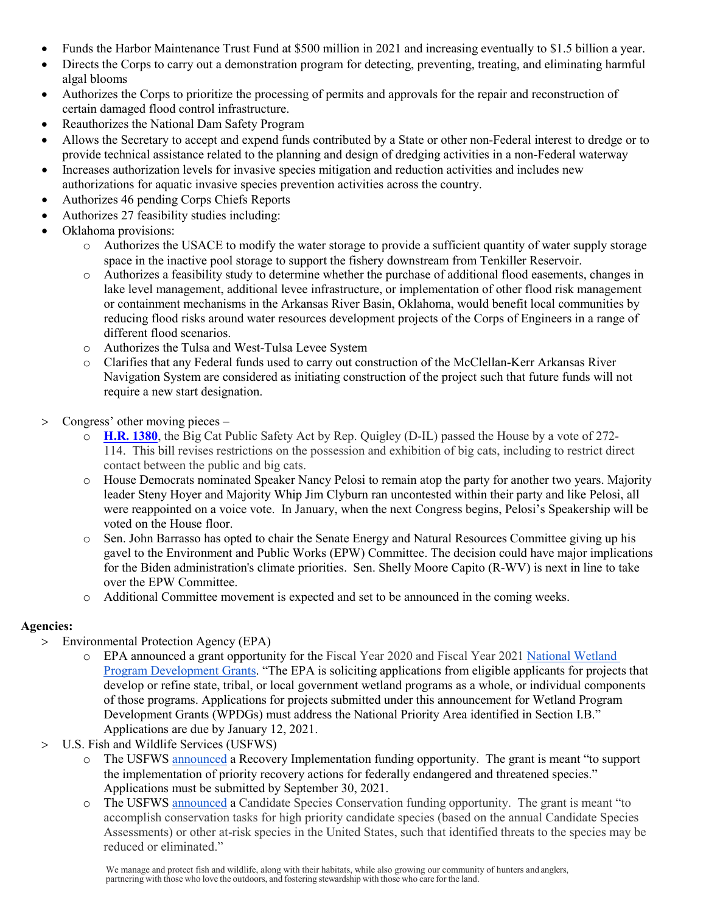- Funds the Harbor Maintenance Trust Fund at $500 million in 2021 and increasing eventually to $1.5 billion a year.
- Directs the Corps to carry out a demonstration program for detecting, preventing, treating, and eliminating harmful algal blooms
- Authorizes the Corps to prioritize the processing of permits and approvals for the repair and reconstruction of certain damaged flood control infrastructure.
- Reauthorizes the National Dam Safety Program
- Allows the Secretary to accept and expend funds contributed by a State or other non-Federal interest to dredge or to provide technical assistance related to the planning and design of dredging activities in a non-Federal waterway
- Increases authorization levels for invasive species mitigation and reduction activities and includes new authorizations for aquatic invasive species prevention activities across the country.
- Authorizes 46 pending Corps Chiefs Reports
- Authorizes 27 feasibility studies including:
- Oklahoma provisions:
  - Authorizes the USACE to modify the water storage to provide a sufficient quantity of water supply storage space in the inactive pool storage to support the fishery downstream from Tenkiller Reservoir.
  - Authorizes a feasibility study to determine whether the purchase of additional flood easements, changes in lake level management, additional levee infrastructure, or implementation of other flood risk management or containment mechanisms in the Arkansas River Basin, Oklahoma, would benefit local communities by reducing flood risks around water resources development projects of the Corps of Engineers in a range of different flood scenarios.
  - Authorizes the Tulsa and West-Tulsa Levee System
  - Clarifies that any Federal funds used to carry out construction of the McClellan-Kerr Arkansas River Navigation System are considered as initiating construction of the project such that future funds will not require a new start designation.

> Congress' other moving pieces –
  - **H.R. 1380**, the Big Cat Public Safety Act by Rep. Quigley (D-IL) passed the House by a vote of 272-114. This bill revises restrictions on the possession and exhibition of big cats, including to restrict direct contact between the public and big cats.
  - House Democrats nominated Speaker Nancy Pelosi to remain atop the party for another two years. Majority leader Steny Hoyer and Majority Whip Jim Clyburn ran uncontested within their party and like Pelosi, all were reappointed on a voice vote. In January, when the next Congress begins, Pelosi's Speakership will be voted on the House floor.
  - Sen. John Barrasso has opted to chair the Senate Energy and Natural Resources Committee giving up his gavel to the Environment and Public Works (EPW) Committee. The decision could have major implications for the Biden administration's climate priorities. Sen. Shelly Moore Capito (R-WV) is next in line to take over the EPW Committee.
  - Additional Committee movement is expected and set to be announced in the coming weeks.

**Agencies:**

> Environmental Protection Agency (EPA)
  - EPA announced a grant opportunity for the Fiscal Year 2020 and Fiscal Year 2021 National Wetland Program Development Grants. "The EPA is soliciting applications from eligible applicants for projects that develop or refine state, tribal, or local government wetland programs as a whole, or individual components of those programs. Applications for projects submitted under this announcement for Wetland Program Development Grants (WPDGs) must address the National Priority Area identified in Section I.B." Applications are due by January 12, 2021.

> U.S. Fish and Wildlife Services (USFWS)
  - The USFWS announced a Recovery Implementation funding opportunity. The grant is meant "to support the implementation of priority recovery actions for federally endangered and threatened species." Applications must be submitted by September 30, 2021.
  - The USFWS announced a Candidate Species Conservation funding opportunity. The grant is meant "to accomplish conservation tasks for high priority candidate species (based on the annual Candidate Species Assessments) or other at-risk species in the United States, such that identified threats to the species may be reduced or eliminated."

We manage and protect fish and wildlife, along with their habitats, while also growing our community of hunters and anglers, partnering with those who love the outdoors, and fostering stewardship with those who care for the land.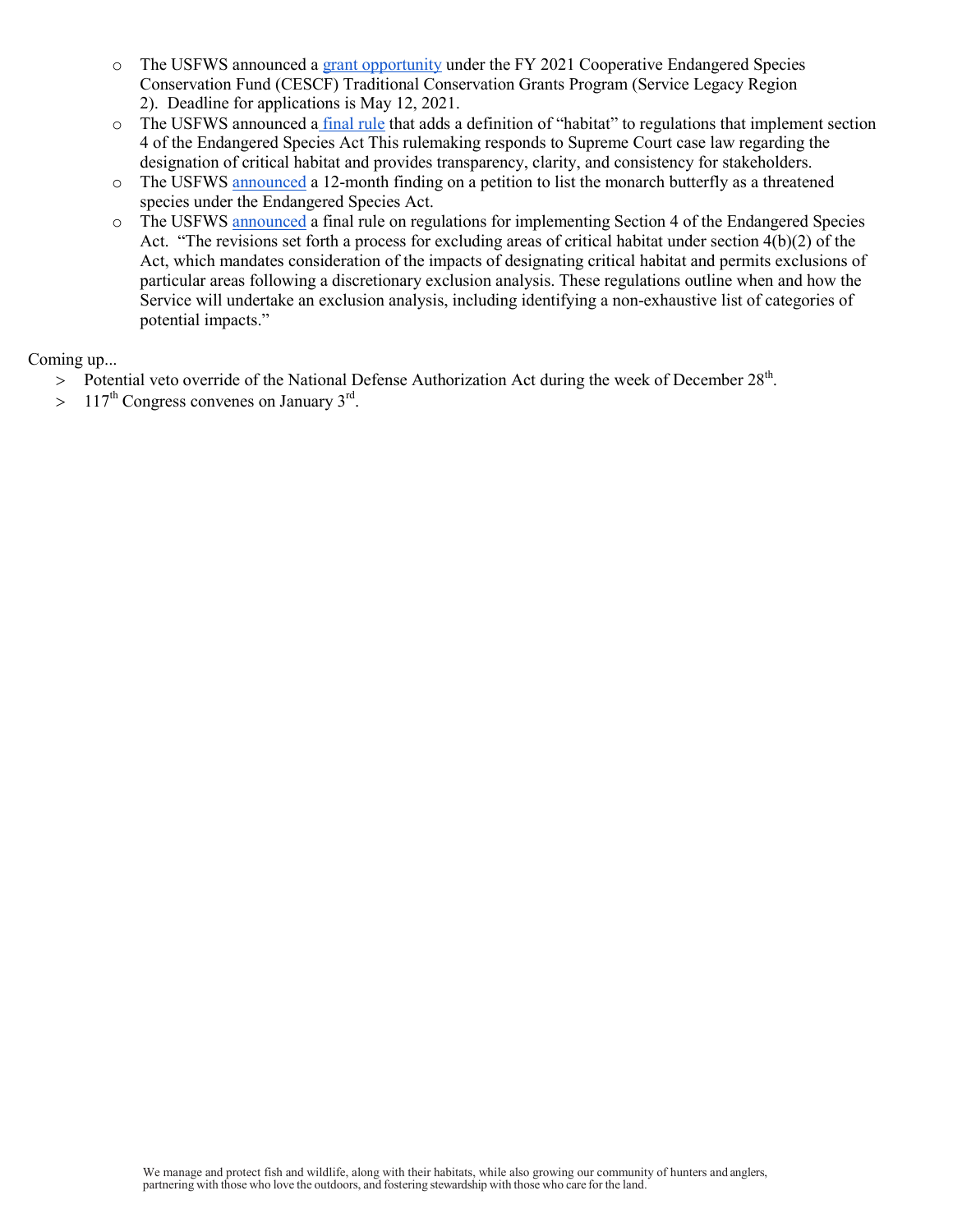- The USFWS announced a grant opportunity under the FY 2021 Cooperative Endangered Species Conservation Fund (CESCF) Traditional Conservation Grants Program (Service Legacy Region 2). Deadline for applications is May 12, 2021.
- The USFWS announced a final rule that adds a definition of "habitat" to regulations that implement section 4 of the Endangered Species Act This rulemaking responds to Supreme Court case law regarding the designation of critical habitat and provides transparency, clarity, and consistency for stakeholders.
- The USFWS announced a 12-month finding on a petition to list the monarch butterfly as a threatened species under the Endangered Species Act.
- The USFWS announced a final rule on regulations for implementing Section 4 of the Endangered Species Act. "The revisions set forth a process for excluding areas of critical habitat under section 4(b)(2) of the Act, which mandates consideration of the impacts of designating critical habitat and permits exclusions of particular areas following a discretionary exclusion analysis. These regulations outline when and how the Service will undertake an exclusion analysis, including identifying a non-exhaustive list of categories of potential impacts."

Coming up...

> Potential veto override of the National Defense Authorization Act during the week of December 28th.
> 117th Congress convenes on January 3rd.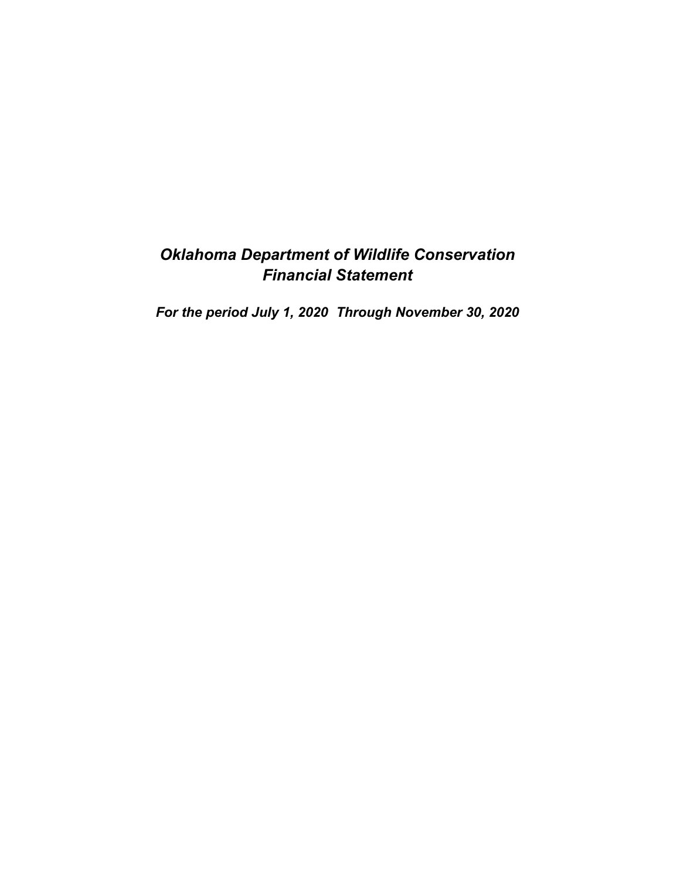# *Oklahoma Department of Wildlife Conservation*
# *Financial Statement*

***For the period July 1, 2020 Through November 30, 2020***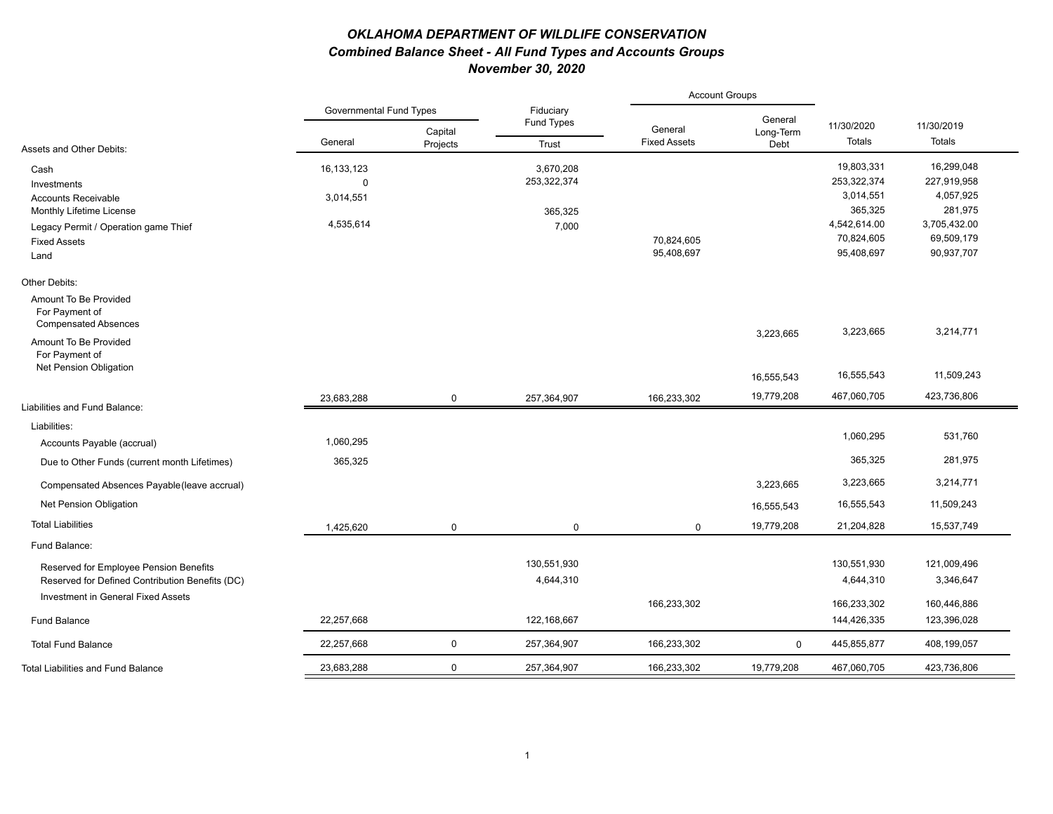# *OKLAHOMA DEPARTMENT OF WILDLIFE CONSERVATION*

## *Combined Balance Sheet - All Fund Types and Accounts Groups*

## *November 30, 2020*

| | Governmental Fund Types | | Fiduciary Fund Types | Account Groups | | | |
|---|---|---|---|---|---|---|---|
| Assets and Other Debits: | General | Capital Projects | Trust | General Fixed Assets | General Long-Term Debt | 11/30/2020 Totals | 11/30/2019 Totals |
| Cash | 16,133,123 | | 3,670,208 | | | 19,803,331 | 16,299,048 |
| Investments | 0 | | 253,322,374 | | | 253,322,374 | 227,919,958 |
| Accounts Receivable | 3,014,551 | | | | | 3,014,551 | 4,057,925 |
| Monthly Lifetime License | | | 365,325 | | | 365,325 | 281,975 |
| Legacy Permit / Operation game Thief | 4,535,614 | | 7,000 | | | 4,542,614.00 | 3,705,432.00 |
| Fixed Assets | | | | 70,824,605 | | 70,824,605 | 69,509,179 |
| Land | | | | 95,408,697 | | 95,408,697 | 90,937,707 |
| Other Debits: | | | | | | | |
| Amount To Be Provided For Payment of Compensated Absences | | | | | 3,223,665 | 3,223,665 | 3,214,771 |
| Amount To Be Provided For Payment of Net Pension Obligation | | | | | 16,555,543 | 16,555,543 | 11,509,243 |
| | 23,683,288 | 0 | 257,364,907 | 166,233,302 | 19,779,208 | 467,060,705 | 423,736,806 |
| Liabilities and Fund Balance: | | | | | | | |
| Liabilities: | | | | | | | |
| Accounts Payable (accrual) | 1,060,295 | | | | | 1,060,295 | 531,760 |
| Due to Other Funds (current month Lifetimes) | 365,325 | | | | | 365,325 | 281,975 |
| Compensated Absences Payable(leave accrual) | | | | | 3,223,665 | 3,223,665 | 3,214,771 |
| Net Pension Obligation | | | | | 16,555,543 | 16,555,543 | 11,509,243 |
| Total Liabilities | 1,425,620 | 0 | 0 | 0 | 19,779,208 | 21,204,828 | 15,537,749 |
| Fund Balance: | | | | | | | |
| Reserved for Employee Pension Benefits | | | 130,551,930 | | | 130,551,930 | 121,009,496 |
| Reserved for Defined Contribution Benefits (DC) | | | 4,644,310 | | | 4,644,310 | 3,346,647 |
| Investment in General Fixed Assets | | | | 166,233,302 | | 166,233,302 | 160,446,886 |
| Fund Balance | 22,257,668 | | 122,168,667 | | | 144,426,335 | 123,396,028 |
| Total Fund Balance | 22,257,668 | 0 | 257,364,907 | 166,233,302 | 0 | 445,855,877 | 408,199,057 |
| Total Liabilities and Fund Balance | 23,683,288 | 0 | 257,364,907 | 166,233,302 | 19,779,208 | 467,060,705 | 423,736,806 |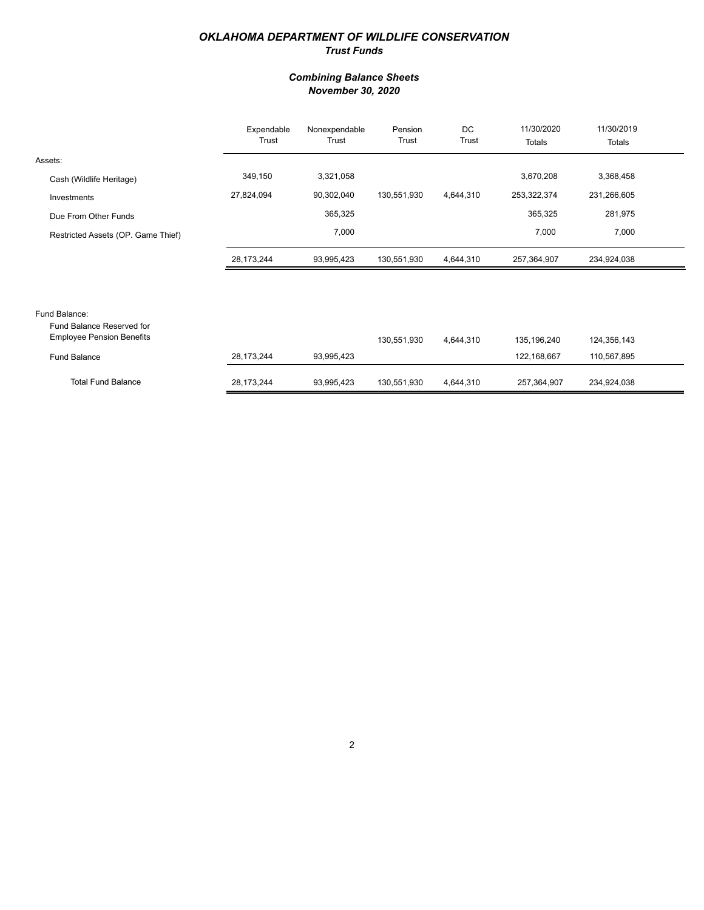# *OKLAHOMA DEPARTMENT OF WILDLIFE CONSERVATION*

## *Trust Funds*

### *Combining Balance Sheets*
### *November 30, 2020*

| | Expendable Trust | Nonexpendable Trust | Pension Trust | DC Trust | 11/30/2020 Totals | 11/30/2019 Totals |
|---|---|---|---|---|---|---|
| Assets: | | | | | | |
| Cash (Wildlife Heritage) | 349,150 | 3,321,058 | | | 3,670,208 | 3,368,458 |
| Investments | 27,824,094 | 90,302,040 | 130,551,930 | 4,644,310 | 253,322,374 | 231,266,605 |
| Due From Other Funds | | 365,325 | | | 365,325 | 281,975 |
| Restricted Assets (OP. Game Thief) | | 7,000 | | | 7,000 | 7,000 |
| | 28,173,244 | 93,995,423 | 130,551,930 | 4,644,310 | 257,364,907 | 234,924,038 |
| Fund Balance: | | | | | | |
| Fund Balance Reserved for Employee Pension Benefits | | | 130,551,930 | 4,644,310 | 135,196,240 | 124,356,143 |
| Fund Balance | 28,173,244 | 93,995,423 | | | 122,168,667 | 110,567,895 |
| Total Fund Balance | 28,173,244 | 93,995,423 | 130,551,930 | 4,644,310 | 257,364,907 | 234,924,038 |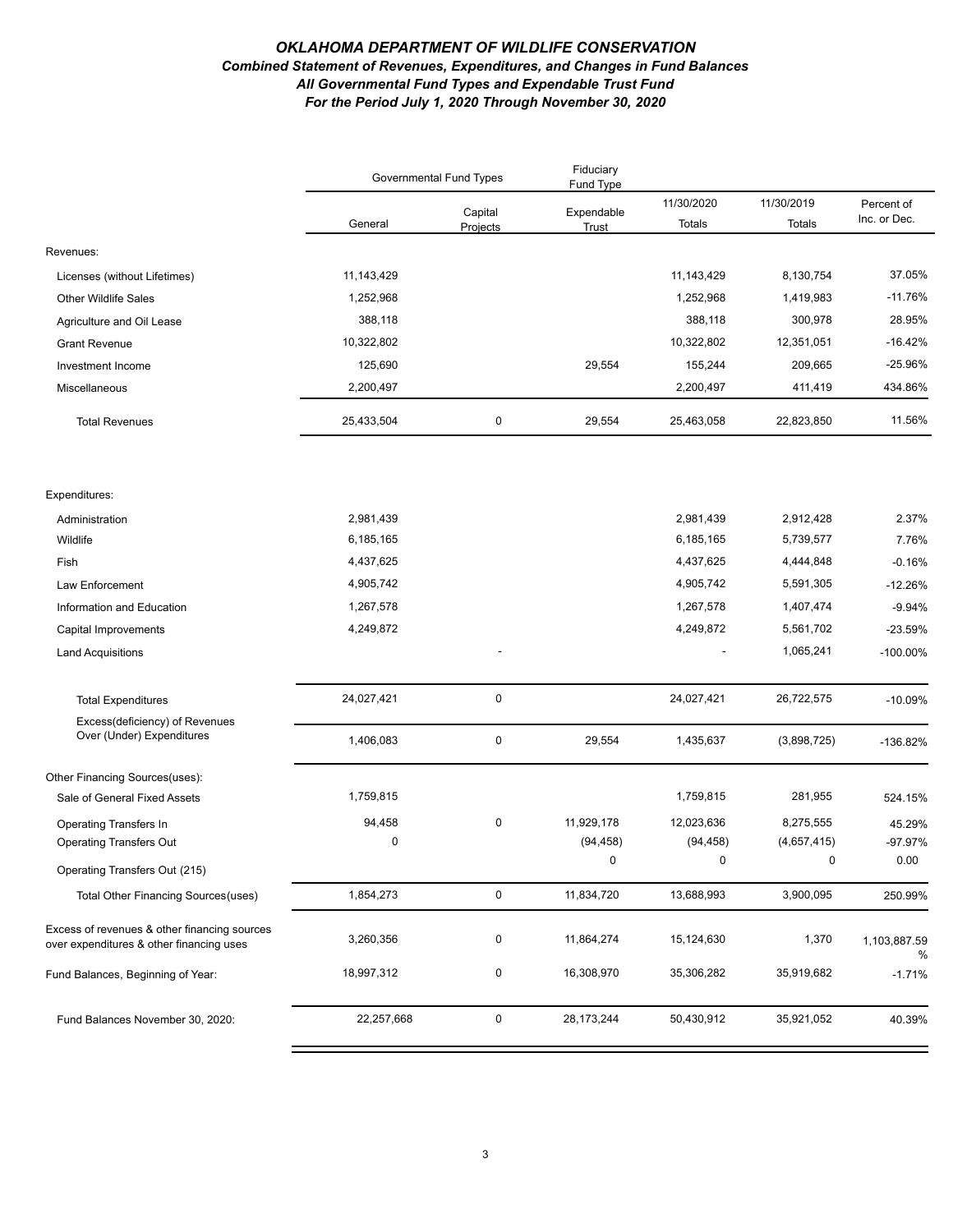# *OKLAHOMA DEPARTMENT OF WILDLIFE CONSERVATION*

## *Combined Statement of Revenues, Expenditures, and Changes in Fund Balances*

### *All Governmental Fund Types and Expendable Trust Fund*

### *For the Period July 1, 2020 Through November 30, 2020*

| | Governmental Fund Types | | Fiduciary Fund Type | | | |
|---|---|---|---|---|---|---|
| | General | Capital Projects | Expendable Trust | 11/30/2020 Totals | 11/30/2019 Totals | Percent of Inc. or Dec. |
| Revenues: | | | | | | |
| Licenses (without Lifetimes) | 11,143,429 | | | 11,143,429 | 8,130,754 | 37.05% |
| Other Wildlife Sales | 1,252,968 | | | 1,252,968 | 1,419,983 | -11.76% |
| Agriculture and Oil Lease | 388,118 | | | 388,118 | 300,978 | 28.95% |
| Grant Revenue | 10,322,802 | | | 10,322,802 | 12,351,051 | -16.42% |
| Investment Income | 125,690 | | 29,554 | 155,244 | 209,665 | -25.96% |
| Miscellaneous | 2,200,497 | | | 2,200,497 | 411,419 | 434.86% |
| Total Revenues | 25,433,504 | 0 | 29,554 | 25,463,058 | 22,823,850 | 11.56% |
| Expenditures: | | | | | | |
| Administration | 2,981,439 | | | 2,981,439 | 2,912,428 | 2.37% |
| Wildlife | 6,185,165 | | | 6,185,165 | 5,739,577 | 7.76% |
| Fish | 4,437,625 | | | 4,437,625 | 4,444,848 | -0.16% |
| Law Enforcement | 4,905,742 | | | 4,905,742 | 5,591,305 | -12.26% |
| Information and Education | 1,267,578 | | | 1,267,578 | 1,407,474 | -9.94% |
| Capital Improvements | 4,249,872 | | | 4,249,872 | 5,561,702 | -23.59% |
| Land Acquisitions | | - | | - | 1,065,241 | -100.00% |
| Total Expenditures | 24,027,421 | 0 | | 24,027,421 | 26,722,575 | -10.09% |
| Excess(deficiency) of Revenues Over (Under) Expenditures | 1,406,083 | 0 | 29,554 | 1,435,637 | (3,898,725) | -136.82% |
| Other Financing Sources(uses): | | | | | | |
| Sale of General Fixed Assets | 1,759,815 | | | 1,759,815 | 281,955 | 524.15% |
| Operating Transfers In | 94,458 | 0 | 11,929,178 | 12,023,636 | 8,275,555 | 45.29% |
| Operating Transfers Out | 0 | | (94,458) | (94,458) | (4,657,415) | -97.97% |
| Operating Transfers Out (215) | | | 0 | 0 | 0 | 0.00 |
| Total Other Financing Sources(uses) | 1,854,273 | 0 | 11,834,720 | 13,688,993 | 3,900,095 | 250.99% |
| Excess of revenues & other financing sources over expenditures & other financing uses | 3,260,356 | 0 | 11,864,274 | 15,124,630 | 1,370 | 1,103,887.59 % |
| Fund Balances, Beginning of Year: | 18,997,312 | 0 | 16,308,970 | 35,306,282 | 35,919,682 | -1.71% |
| Fund Balances November 30, 2020: | 22,257,668 | 0 | 28,173,244 | 50,430,912 | 35,921,052 | 40.39% |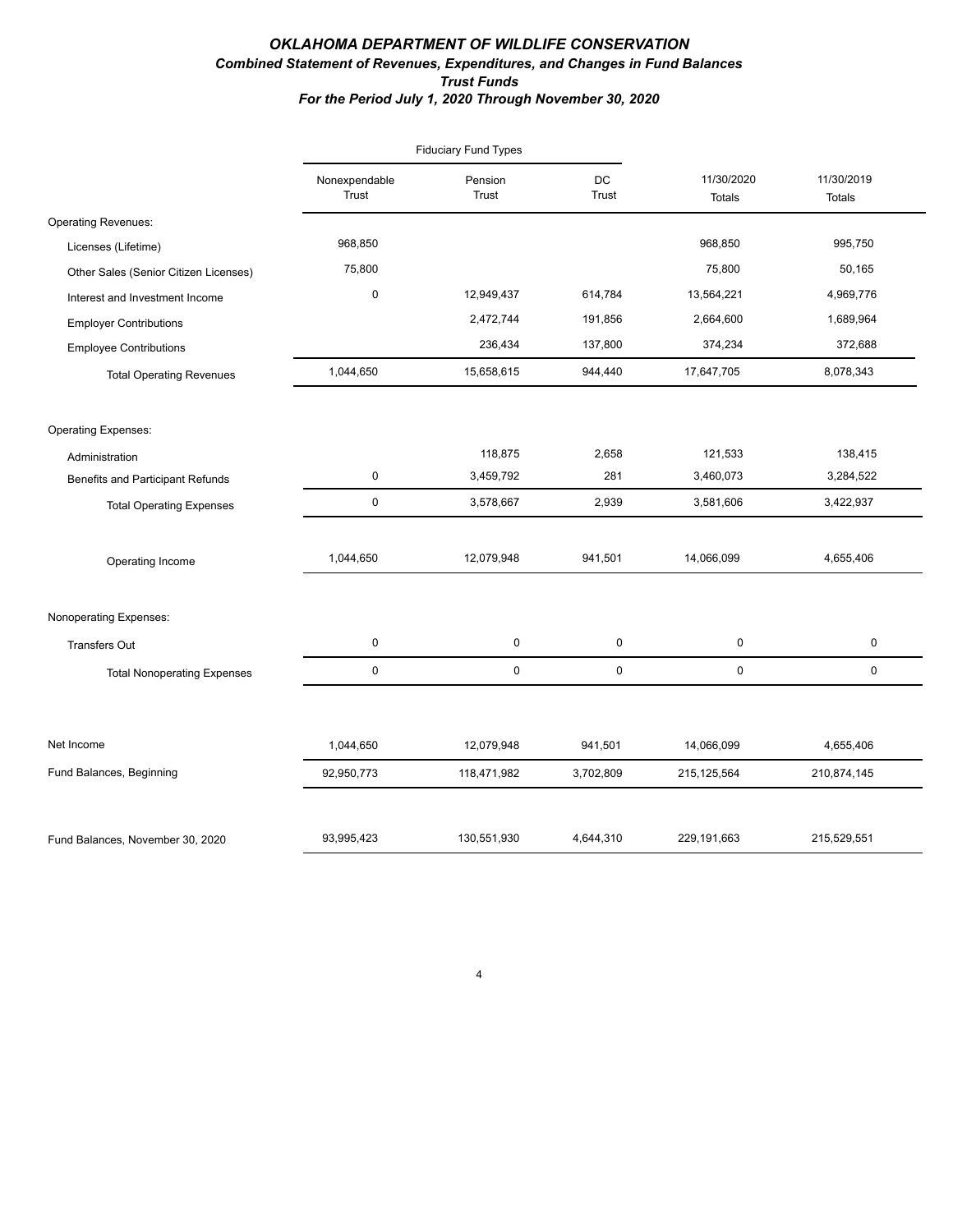# *OKLAHOMA DEPARTMENT OF WILDLIFE CONSERVATION*

## *Combined Statement of Revenues, Expenditures, and Changes in Fund Balances*

### *Trust Funds*

### *For the Period July 1, 2020 Through November 30, 2020*

| | Fiduciary Fund Types | | | | |
|---|---|---|---|---|---|
| | Nonexpendable Trust | Pension Trust | DC Trust | 11/30/2020 Totals | 11/30/2019 Totals |
| Operating Revenues: | | | | | |
| Licenses (Lifetime) | 968,850 | | | 968,850 | 995,750 |
| Other Sales (Senior Citizen Licenses) | 75,800 | | | 75,800 | 50,165 |
| Interest and Investment Income | 0 | 12,949,437 | 614,784 | 13,564,221 | 4,969,776 |
| Employer Contributions | | 2,472,744 | 191,856 | 2,664,600 | 1,689,964 |
| Employee Contributions | | 236,434 | 137,800 | 374,234 | 372,688 |
| Total Operating Revenues | 1,044,650 | 15,658,615 | 944,440 | 17,647,705 | 8,078,343 |
| Operating Expenses: | | | | | |
| Administration | | 118,875 | 2,658 | 121,533 | 138,415 |
| Benefits and Participant Refunds | 0 | 3,459,792 | 281 | 3,460,073 | 3,284,522 |
| Total Operating Expenses | 0 | 3,578,667 | 2,939 | 3,581,606 | 3,422,937 |
| Operating Income | 1,044,650 | 12,079,948 | 941,501 | 14,066,099 | 4,655,406 |
| Nonoperating Expenses: | | | | | |
| Transfers Out | 0 | 0 | 0 | 0 | 0 |
| Total Nonoperating Expenses | 0 | 0 | 0 | 0 | 0 |
| Net Income | 1,044,650 | 12,079,948 | 941,501 | 14,066,099 | 4,655,406 |
| Fund Balances, Beginning | 92,950,773 | 118,471,982 | 3,702,809 | 215,125,564 | 210,874,145 |
| Fund Balances, November 30, 2020 | 93,995,423 | 130,551,930 | 4,644,310 | 229,191,663 | 215,529,551 |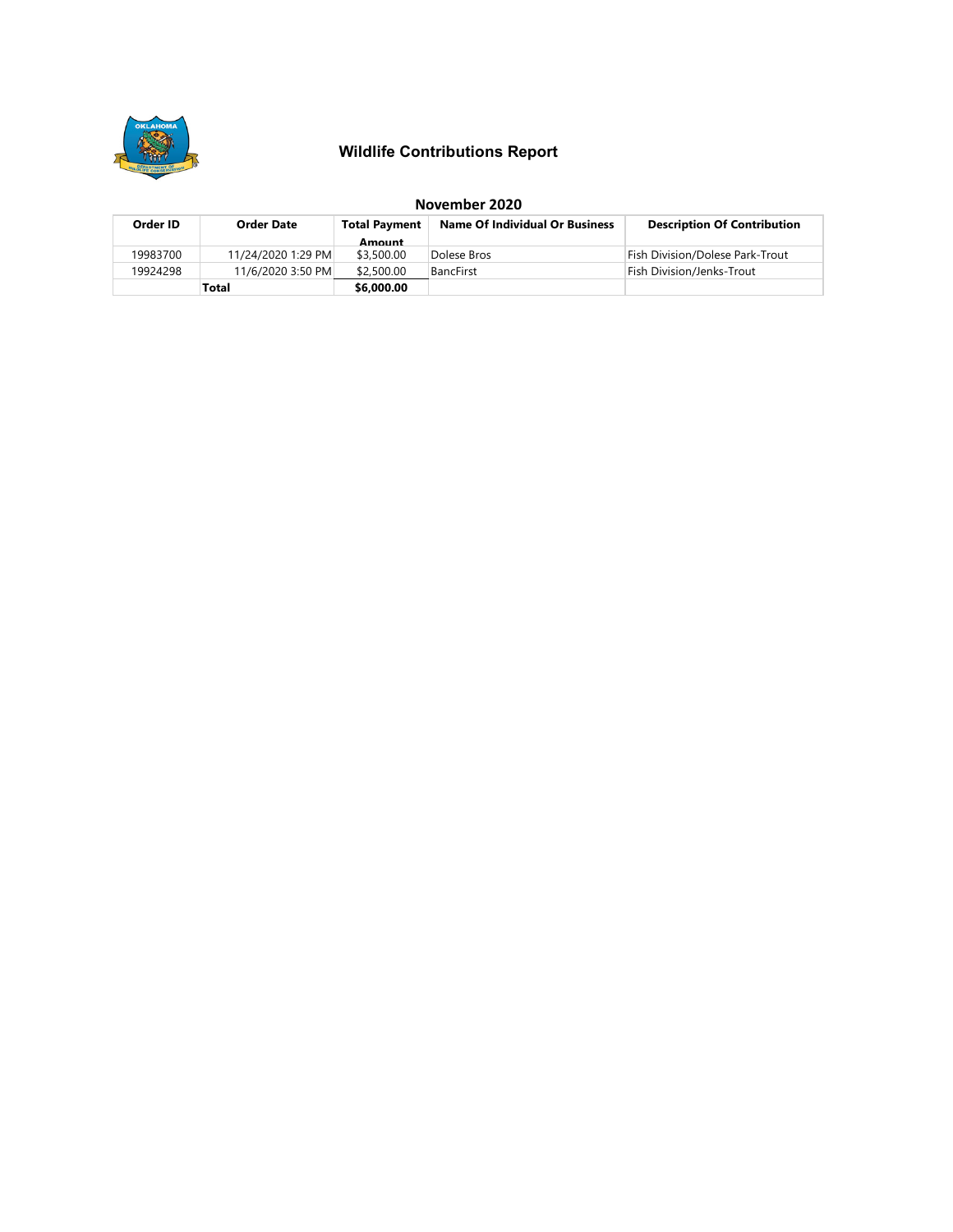# Wildlife Contributions Report

## November 2020

| Order ID | Order Date | Total Payment Amount | Name Of Individual Or Business | Description Of Contribution |
|---|---|---|---|---|
| 19983700 | 11/24/2020 1:29 PM | $3,500.00 | Dolese Bros | Fish Division/Dolese Park-Trout |
| 19924298 | 11/6/2020 3:50 PM | $2,500.00 | BancFirst | Fish Division/Jenks-Trout |
| | **Total** | **$6,000.00** | | |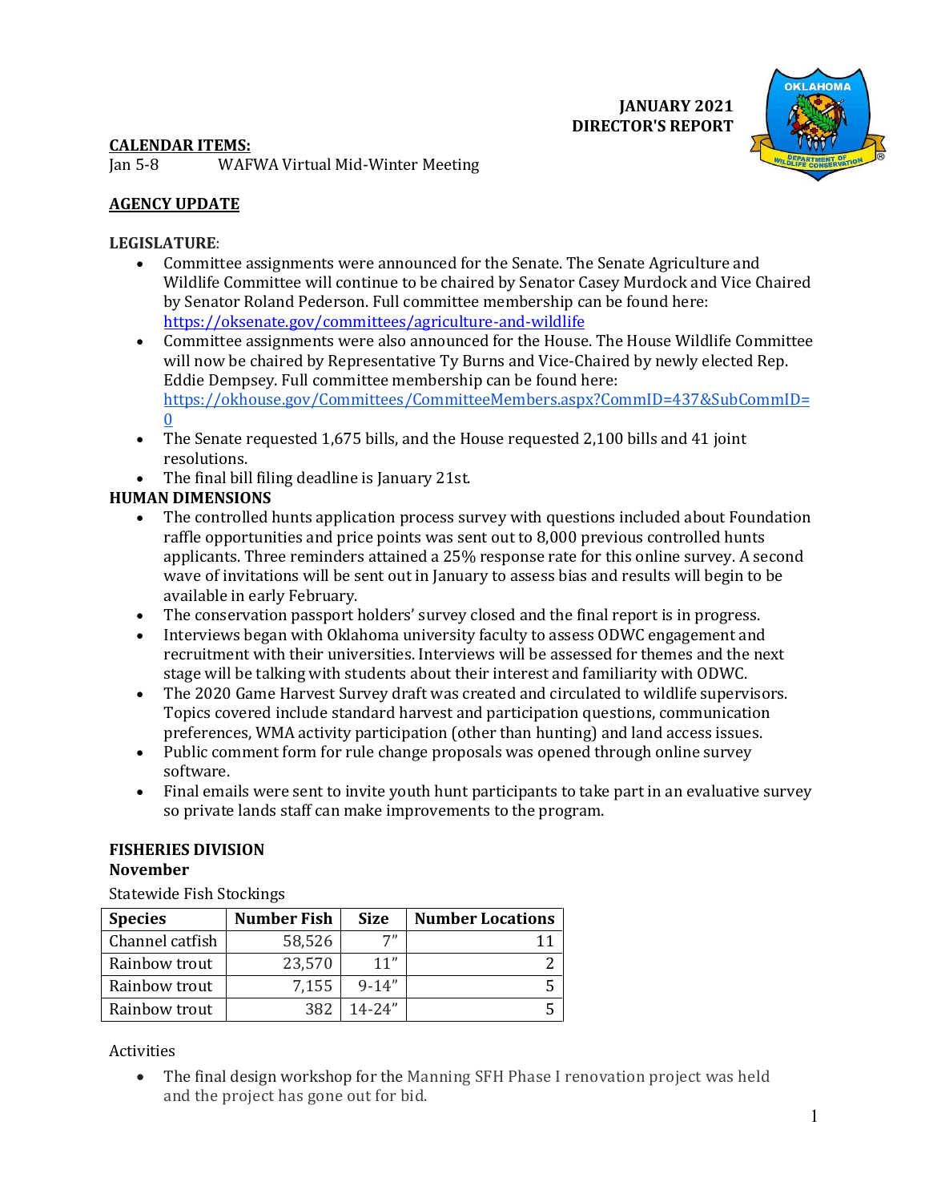**JANUARY 2021**
**DIRECTOR'S REPORT**

**CALENDAR ITEMS:**

Jan 5-8 WAFWA Virtual Mid-Winter Meeting

**AGENCY UPDATE**

**LEGISLATURE**:

- Committee assignments were announced for the Senate. The Senate Agriculture and Wildlife Committee will continue to be chaired by Senator Casey Murdock and Vice Chaired by Senator Roland Pederson. Full committee membership can be found here: https://oksenate.gov/committees/agriculture-and-wildlife
- Committee assignments were also announced for the House. The House Wildlife Committee will now be chaired by Representative Ty Burns and Vice-Chaired by newly elected Rep. Eddie Dempsey. Full committee membership can be found here: https://okhouse.gov/Committees/CommitteeMembers.aspx?CommID=437&SubCommID=0
- The Senate requested 1,675 bills, and the House requested 2,100 bills and 41 joint resolutions.
- The final bill filing deadline is January 21st.

**HUMAN DIMENSIONS**

- The controlled hunts application process survey with questions included about Foundation raffle opportunities and price points was sent out to 8,000 previous controlled hunts applicants. Three reminders attained a 25% response rate for this online survey. A second wave of invitations will be sent out in January to assess bias and results will begin to be available in early February.
- The conservation passport holders' survey closed and the final report is in progress.
- Interviews began with Oklahoma university faculty to assess ODWC engagement and recruitment with their universities. Interviews will be assessed for themes and the next stage will be talking with students about their interest and familiarity with ODWC.
- The 2020 Game Harvest Survey draft was created and circulated to wildlife supervisors. Topics covered include standard harvest and participation questions, communication preferences, WMA activity participation (other than hunting) and land access issues.
- Public comment form for rule change proposals was opened through online survey software.
- Final emails were sent to invite youth hunt participants to take part in an evaluative survey so private lands staff can make improvements to the program.

**FISHERIES DIVISION**

**November**

Statewide Fish Stockings

| Species | Number Fish | Size | Number Locations |
|---|---|---|---|
| Channel catfish | 58,526 | 7" | 11 |
| Rainbow trout | 23,570 | 11" | 2 |
| Rainbow trout | 7,155 | 9-14" | 5 |
| Rainbow trout | 382 | 14-24" | 5 |

Activities

- The final design workshop for the Manning SFH Phase I renovation project was held and the project has gone out for bid.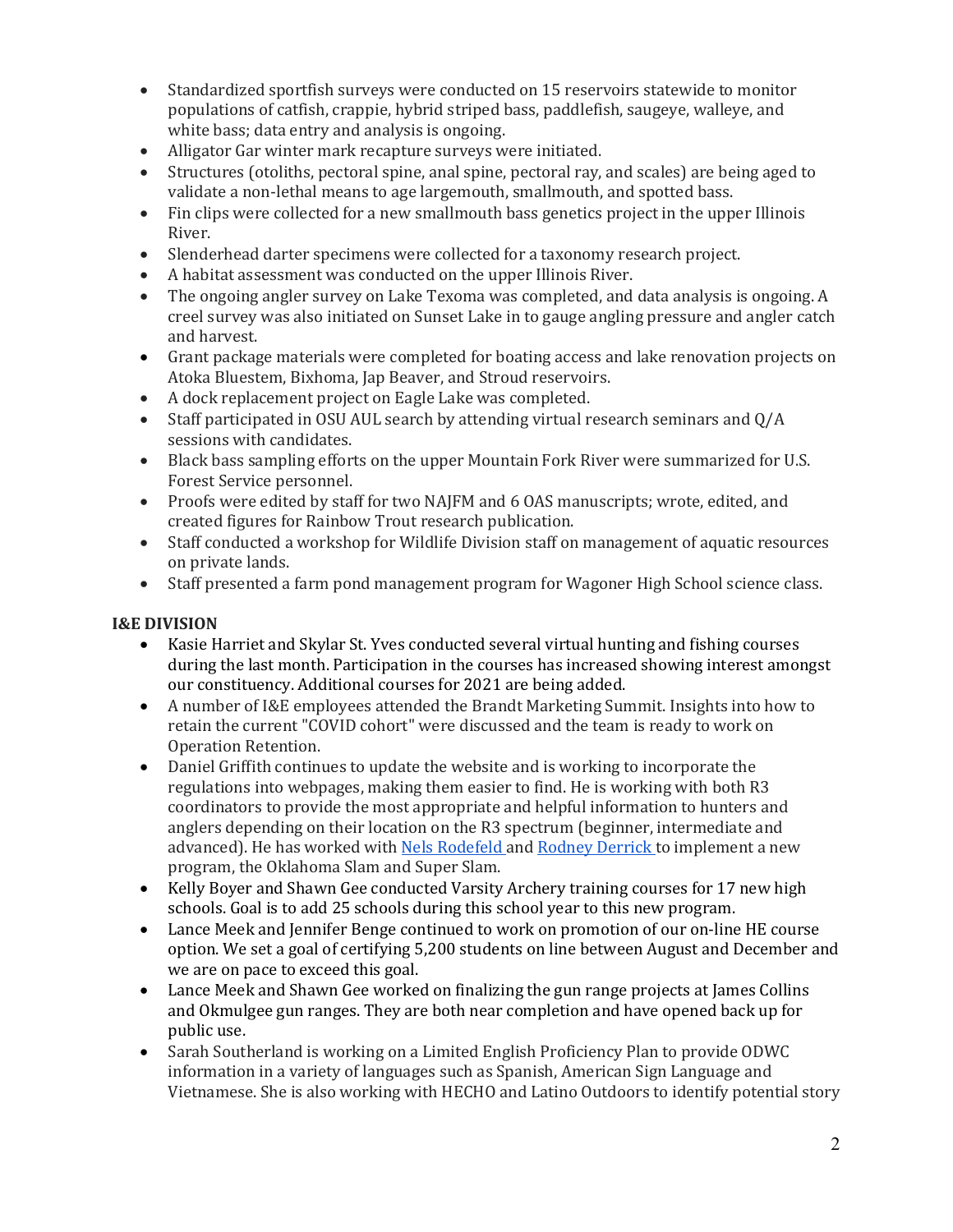- Standardized sportfish surveys were conducted on 15 reservoirs statewide to monitor populations of catfish, crappie, hybrid striped bass, paddlefish, saugeye, walleye, and white bass; data entry and analysis is ongoing.
- Alligator Gar winter mark recapture surveys were initiated.
- Structures (otoliths, pectoral spine, anal spine, pectoral ray, and scales) are being aged to validate a non-lethal means to age largemouth, smallmouth, and spotted bass.
- Fin clips were collected for a new smallmouth bass genetics project in the upper Illinois River.
- Slenderhead darter specimens were collected for a taxonomy research project.
- A habitat assessment was conducted on the upper Illinois River.
- The ongoing angler survey on Lake Texoma was completed, and data analysis is ongoing. A creel survey was also initiated on Sunset Lake in to gauge angling pressure and angler catch and harvest.
- Grant package materials were completed for boating access and lake renovation projects on Atoka Bluestem, Bixhoma, Jap Beaver, and Stroud reservoirs.
- A dock replacement project on Eagle Lake was completed.
- Staff participated in OSU AUL search by attending virtual research seminars and Q/A sessions with candidates.
- Black bass sampling efforts on the upper Mountain Fork River were summarized for U.S. Forest Service personnel.
- Proofs were edited by staff for two NAJFM and 6 OAS manuscripts; wrote, edited, and created figures for Rainbow Trout research publication.
- Staff conducted a workshop for Wildlife Division staff on management of aquatic resources on private lands.
- Staff presented a farm pond management program for Wagoner High School science class.

**I&E DIVISION**

- Kasie Harriet and Skylar St. Yves conducted several virtual hunting and fishing courses during the last month. Participation in the courses has increased showing interest amongst our constituency. Additional courses for 2021 are being added.
- A number of I&E employees attended the Brandt Marketing Summit. Insights into how to retain the current "COVID cohort" were discussed and the team is ready to work on Operation Retention.
- Daniel Griffith continues to update the website and is working to incorporate the regulations into webpages, making them easier to find. He is working with both R3 coordinators to provide the most appropriate and helpful information to hunters and anglers depending on their location on the R3 spectrum (beginner, intermediate and advanced). He has worked with Nels Rodefeld and Rodney Derrick to implement a new program, the Oklahoma Slam and Super Slam.
- Kelly Boyer and Shawn Gee conducted Varsity Archery training courses for 17 new high schools. Goal is to add 25 schools during this school year to this new program.
- Lance Meek and Jennifer Benge continued to work on promotion of our on-line HE course option. We set a goal of certifying 5,200 students on line between August and December and we are on pace to exceed this goal.
- Lance Meek and Shawn Gee worked on finalizing the gun range projects at James Collins and Okmulgee gun ranges. They are both near completion and have opened back up for public use.
- Sarah Southerland is working on a Limited English Proficiency Plan to provide ODWC information in a variety of languages such as Spanish, American Sign Language and Vietnamese. She is also working with HECHO and Latino Outdoors to identify potential story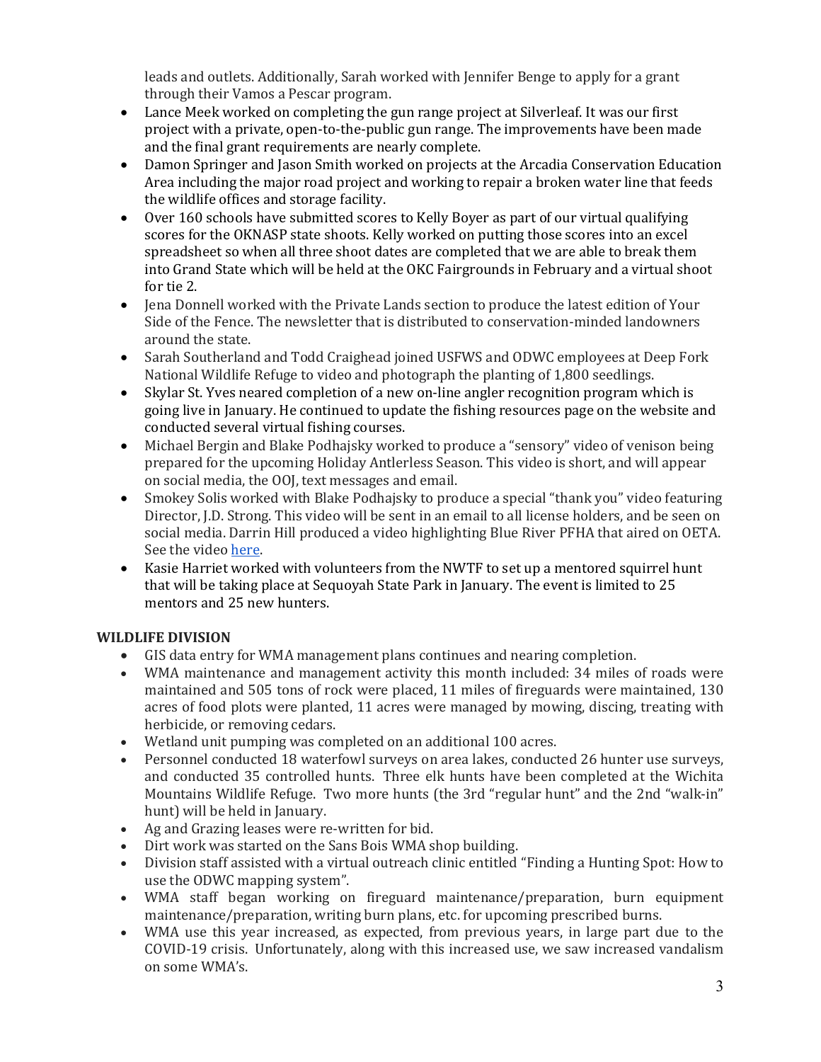leads and outlets. Additionally, Sarah worked with Jennifer Benge to apply for a grant through their Vamos a Pescar program.

- Lance Meek worked on completing the gun range project at Silverleaf. It was our first project with a private, open-to-the-public gun range. The improvements have been made and the final grant requirements are nearly complete.
- Damon Springer and Jason Smith worked on projects at the Arcadia Conservation Education Area including the major road project and working to repair a broken water line that feeds the wildlife offices and storage facility.
- Over 160 schools have submitted scores to Kelly Boyer as part of our virtual qualifying scores for the OKNASP state shoots. Kelly worked on putting those scores into an excel spreadsheet so when all three shoot dates are completed that we are able to break them into Grand State which will be held at the OKC Fairgrounds in February and a virtual shoot for tie 2.
- Jena Donnell worked with the Private Lands section to produce the latest edition of Your Side of the Fence. The newsletter that is distributed to conservation-minded landowners around the state.
- Sarah Southerland and Todd Craighead joined USFWS and ODWC employees at Deep Fork National Wildlife Refuge to video and photograph the planting of 1,800 seedlings.
- Skylar St. Yves neared completion of a new on-line angler recognition program which is going live in January. He continued to update the fishing resources page on the website and conducted several virtual fishing courses.
- Michael Bergin and Blake Podhajsky worked to produce a "sensory" video of venison being prepared for the upcoming Holiday Antlerless Season. This video is short, and will appear on social media, the OOJ, text messages and email.
- Smokey Solis worked with Blake Podhajsky to produce a special "thank you" video featuring Director, J.D. Strong. This video will be sent in an email to all license holders, and be seen on social media. Darrin Hill produced a video highlighting Blue River PFHA that aired on OETA. See the video here.
- Kasie Harriet worked with volunteers from the NWTF to set up a mentored squirrel hunt that will be taking place at Sequoyah State Park in January. The event is limited to 25 mentors and 25 new hunters.

**WILDLIFE DIVISION**

- GIS data entry for WMA management plans continues and nearing completion.
- WMA maintenance and management activity this month included: 34 miles of roads were maintained and 505 tons of rock were placed, 11 miles of fireguards were maintained, 130 acres of food plots were planted, 11 acres were managed by mowing, discing, treating with herbicide, or removing cedars.
- Wetland unit pumping was completed on an additional 100 acres.
- Personnel conducted 18 waterfowl surveys on area lakes, conducted 26 hunter use surveys, and conducted 35 controlled hunts. Three elk hunts have been completed at the Wichita Mountains Wildlife Refuge. Two more hunts (the 3rd "regular hunt" and the 2nd "walk-in" hunt) will be held in January.
- Ag and Grazing leases were re-written for bid.
- Dirt work was started on the Sans Bois WMA shop building.
- Division staff assisted with a virtual outreach clinic entitled "Finding a Hunting Spot: How to use the ODWC mapping system".
- WMA staff began working on fireguard maintenance/preparation, burn equipment maintenance/preparation, writing burn plans, etc. for upcoming prescribed burns.
- WMA use this year increased, as expected, from previous years, in large part due to the COVID-19 crisis. Unfortunately, along with this increased use, we saw increased vandalism on some WMA's.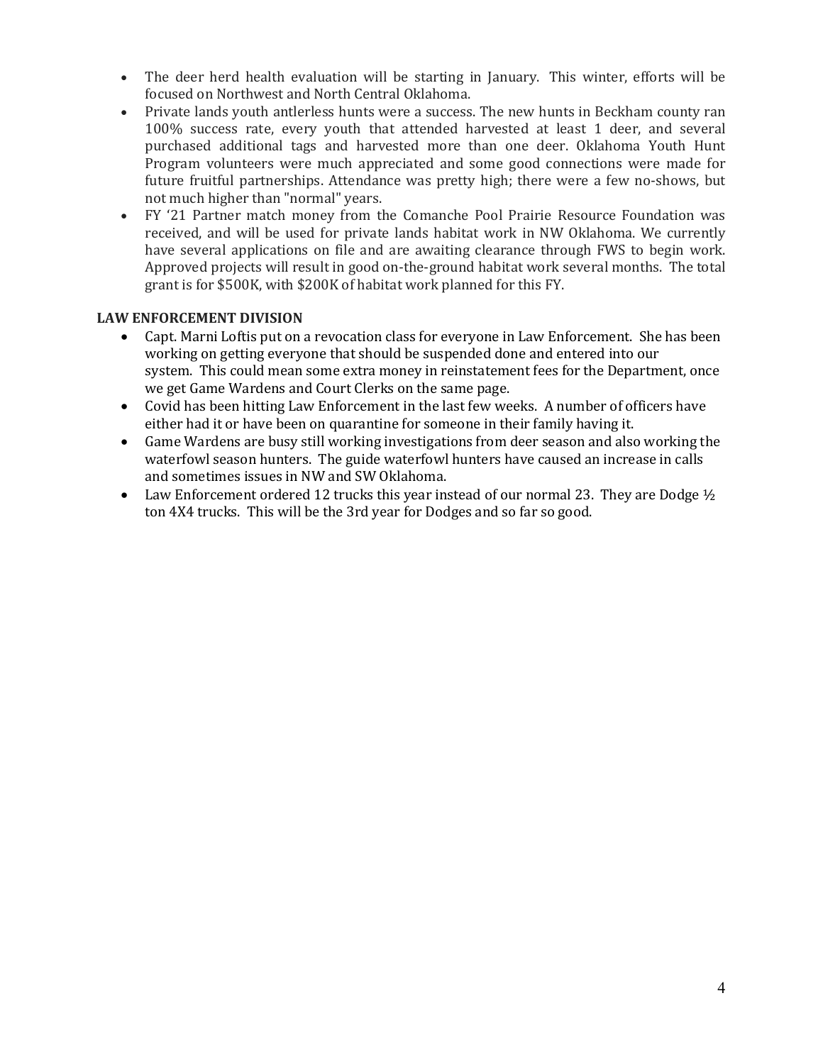- The deer herd health evaluation will be starting in January. This winter, efforts will be focused on Northwest and North Central Oklahoma.
- Private lands youth antlerless hunts were a success. The new hunts in Beckham county ran 100% success rate, every youth that attended harvested at least 1 deer, and several purchased additional tags and harvested more than one deer. Oklahoma Youth Hunt Program volunteers were much appreciated and some good connections were made for future fruitful partnerships. Attendance was pretty high; there were a few no-shows, but not much higher than "normal" years.
- FY '21 Partner match money from the Comanche Pool Prairie Resource Foundation was received, and will be used for private lands habitat work in NW Oklahoma. We currently have several applications on file and are awaiting clearance through FWS to begin work. Approved projects will result in good on-the-ground habitat work several months. The total grant is for $500K, with $200K of habitat work planned for this FY.

**LAW ENFORCEMENT DIVISION**

- Capt. Marni Loftis put on a revocation class for everyone in Law Enforcement. She has been working on getting everyone that should be suspended done and entered into our system. This could mean some extra money in reinstatement fees for the Department, once we get Game Wardens and Court Clerks on the same page.
- Covid has been hitting Law Enforcement in the last few weeks. A number of officers have either had it or have been on quarantine for someone in their family having it.
- Game Wardens are busy still working investigations from deer season and also working the waterfowl season hunters. The guide waterfowl hunters have caused an increase in calls and sometimes issues in NW and SW Oklahoma.
- Law Enforcement ordered 12 trucks this year instead of our normal 23. They are Dodge ½ ton 4X4 trucks. This will be the 3rd year for Dodges and so far so good.